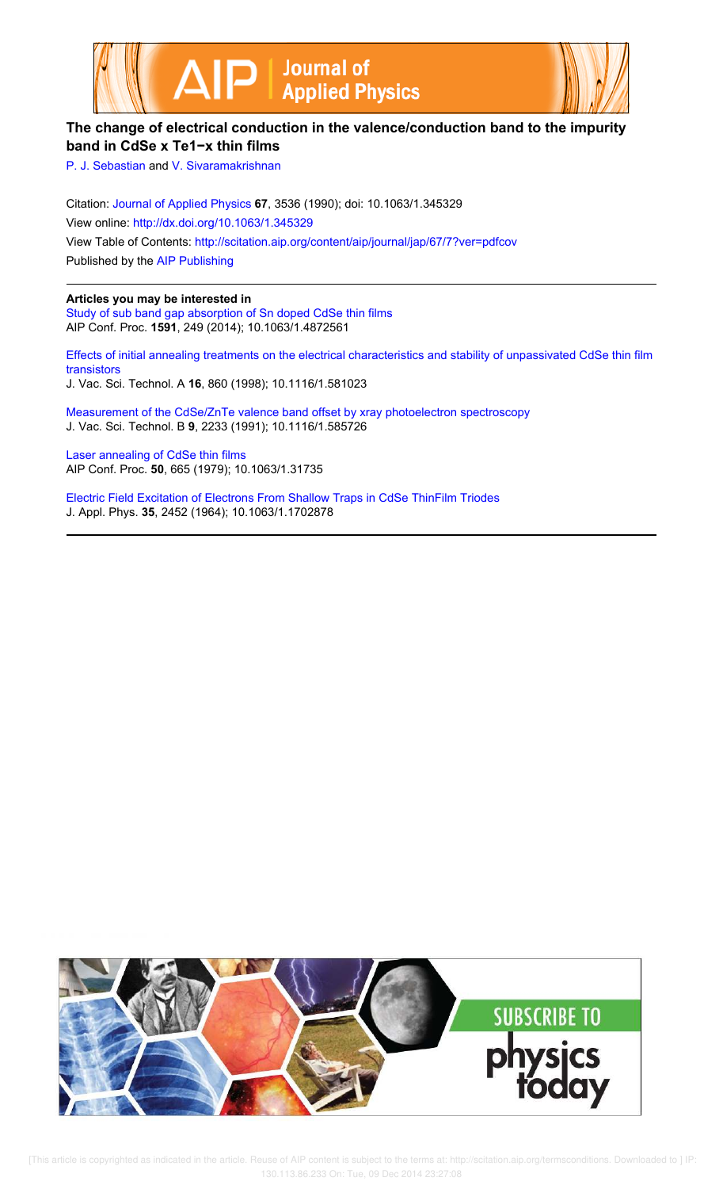# The change of electrical conduction in the valence/conduction band to the impurity band in $CdSe_xTe_{1-x}$ thin films

P. J. Sebastian and V. Sivaramakrishnan

Citation: Journal of Applied Physics **67**, 3536 (1990); doi: 10.1063/1.345329

View online: http://dx.doi.org/10.1063/1.345329

View Table of Contents: http://scitation.aip.org/content/aip/journal/jap/67/7?ver=pdfcov

Published by the AIP Publishing

**Articles you may be interested in**

Study of sub band gap absorption of Sn doped CdSe thin films
AIP Conf. Proc. **1591**, 249 (2014); 10.1063/1.4872561

Effects of initial annealing treatments on the electrical characteristics and stability of unpassivated CdSe thin film transistors
J. Vac. Sci. Technol. A **16**, 860 (1998); 10.1116/1.581023

Measurement of the CdSe/ZnTe valence band offset by xray photoelectron spectroscopy
J. Vac. Sci. Technol. B **9**, 2233 (1991); 10.1116/1.585726

Laser annealing of CdSe thin films
AIP Conf. Proc. **50**, 665 (1979); 10.1063/1.31735

Electric Field Excitation of Electrons From Shallow Traps in CdSe ThinFilm Triodes
J. Appl. Phys. **35**, 2452 (1964); 10.1063/1.1702878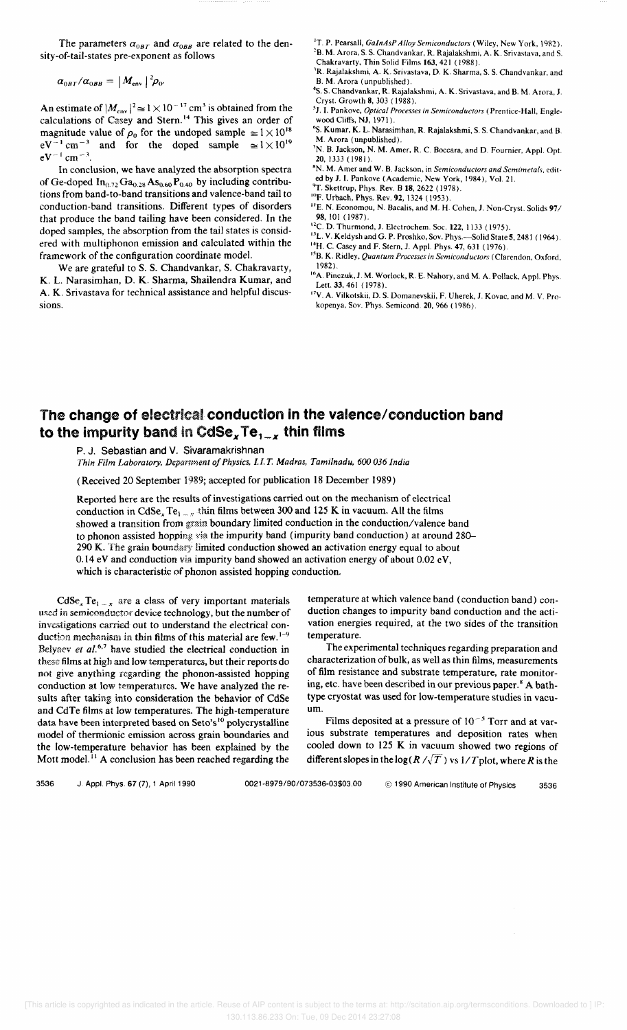The parameters $\alpha_{0BT}$ and $\alpha_{0BB}$ are related to the density-of-tail-states pre-exponent as follows

$$\alpha_{0BT}/\alpha_{0BB} = |M_{\rm env}|^2 \rho_0.$$

An estimate of $|M_{\rm env}|^2 \cong 1 \times 10^{-17}$ cm$^3$ is obtained from the calculations of Casey and Stern.[14] This gives an order of magnitude value of $\rho_0$ for the undoped sample $\cong 1 \times 10^{18}$ eV$^{-1}$ cm$^{-3}$ and for the doped sample $\cong 1 \times 10^{19}$ eV$^{-1}$ cm$^{-3}$.

In conclusion, we have analyzed the absorption spectra of Ge-doped $In_{0.72}Ga_{0.28}As_{0.60}P_{0.40}$ by including contributions from band-to-band transitions and valence-band tail to conduction-band transitions. Different types of disorders that produce the band tailing have been considered. In the doped samples, the absorption from the tail states is considered with multiphonon emission and calculated within the framework of the configuration coordinate model.

We are grateful to S. S. Chandvankar, S. Chakravarty, K. L. Narasimhan, D. K. Sharma, Shailendra Kumar, and A. K. Srivastava for technical assistance and helpful discussions.

[1] T. P. Pearsall, *GaInAsP Alloy Semiconductors* (Wiley, New York, 1982).
[2] B. M. Arora, S. S. Chandvankar, R. Rajalakshmi, A. K. Srivastava, and S. Chakravarty, Thin Solid Films **163**, 421 (1988).
[3] R. Rajalakshmi, A. K. Srivastava, D. K. Sharma, S. S. Chandvankar, and B. M. Arora (unpublished).
[4] S. S. Chandvankar, R. Rajalakshmi, A. K. Srivastava, and B. M. Arora, J. Cryst. Growth **8**, 303 (1988).
[5] J. I. Pankove, *Optical Processes in Semiconductors* (Prentice-Hall, Englewood Cliffs, NJ, 1971).
[6] S. Kumar, K. L. Narasimhan, R. Rajalakshmi, S. S. Chandvankar, and B. M. Arora (unpublished).
[7] N. B. Jackson, N. M. Amer, R. C. Boccara, and D. Fournier, Appl. Opt. **20**, 1333 (1981).
[8] N. M. Amer and W. B. Jackson, in *Semiconductors and Semimetals*, edited by J. I. Pankove (Academic, New York, 1984), Vol. 21.
[9] T. Skettrup, Phys. Rev. B **18**, 2622 (1978).
[10] F. Urbach, Phys. Rev. **92**, 1324 (1953).
[11] E. N. Economou, N. Bacalis, and M. H. Cohen, J. Non-Cryst. Solids **97/98**, 101 (1987).
[12] C. D. Thurmond, J. Electrochem. Soc. **122**, 1133 (1975).
[13] L. V. Keldysh and G. P. Proshko, Sov. Phys.—Solid State **5**, 2481 (1964).
[14] H. C. Casey and F. Stern, J. Appl. Phys. **47**, 631 (1976).
[15] B. K. Ridley, *Quantum Processes in Semiconductors* (Clarendon, Oxford, 1982).
[16] A. Pinczuk, J. M. Worlock, R. E. Nahory, and M. A. Pollack, Appl. Phys. Lett. **33**, 461 (1978).
[17] V. A. Vilkotskii, D. S. Domanevskii, F. Uherek, J. Kovac, and M. V. Prokopenya, Sov. Phys. Semicond. **20**, 966 (1986).

# The change of electrical conduction in the valence/conduction band to the impurity band in $CdSe_xTe_{1-x}$ thin films

P. J. Sebastian and V. Sivaramakrishnan

*Thin Film Laboratory, Department of Physics, I.I.T. Madras, Tamilnadu, 600 036 India*

(Received 20 September 1989; accepted for publication 18 December 1989)

Reported here are the results of investigations carried out on the mechanism of electrical conduction in $CdSe_xTe_{1-x}$ thin films between 300 and 125 K in vacuum. All the films showed a transition from grain boundary limited conduction in the conduction/valence band to phonon assisted hopping via the impurity band (impurity band conduction) at around 280–290 K. The grain boundary limited conduction showed an activation energy equal to about 0.14 eV and conduction via impurity band showed an activation energy of about 0.02 eV, which is characteristic of phonon assisted hopping conduction.

$CdSe_xTe_{1-x}$ are a class of very important materials used in semiconductor device technology, but the number of investigations carried out to understand the electrical conduction mechanism in thin films of this material are few.[1-9] Belyaev *et al.*[6,7] have studied the electrical conduction in these films at high and low temperatures, but their reports do not give anything regarding the phonon-assisted hopping conduction at low temperatures. We have analyzed the results after taking into consideration the behavior of CdSe and CdTe films at low temperatures. The high-temperature data have been interpreted based on Seto's[10] polycrystalline model of thermionic emission across grain boundaries and the low-temperature behavior has been explained by the Mott model.[11] A conclusion has been reached regarding the temperature at which valence band (conduction band) conduction changes to impurity band conduction and the activation energies required, at the two sides of the transition temperature.

The experimental techniques regarding preparation and characterization of bulk, as well as thin films, measurements of film resistance and substrate temperature, rate monitoring, etc. have been described in our previous paper.[8] A bath-type cryostat was used for low-temperature studies in vacuum.

Films deposited at a pressure of $10^{-5}$ Torr and at various substrate temperatures and deposition rates when cooled down to 125 K in vacuum showed two regions of different slopes in the $\log(R/\sqrt{T})$ vs $1/T$ plot, where $R$ is the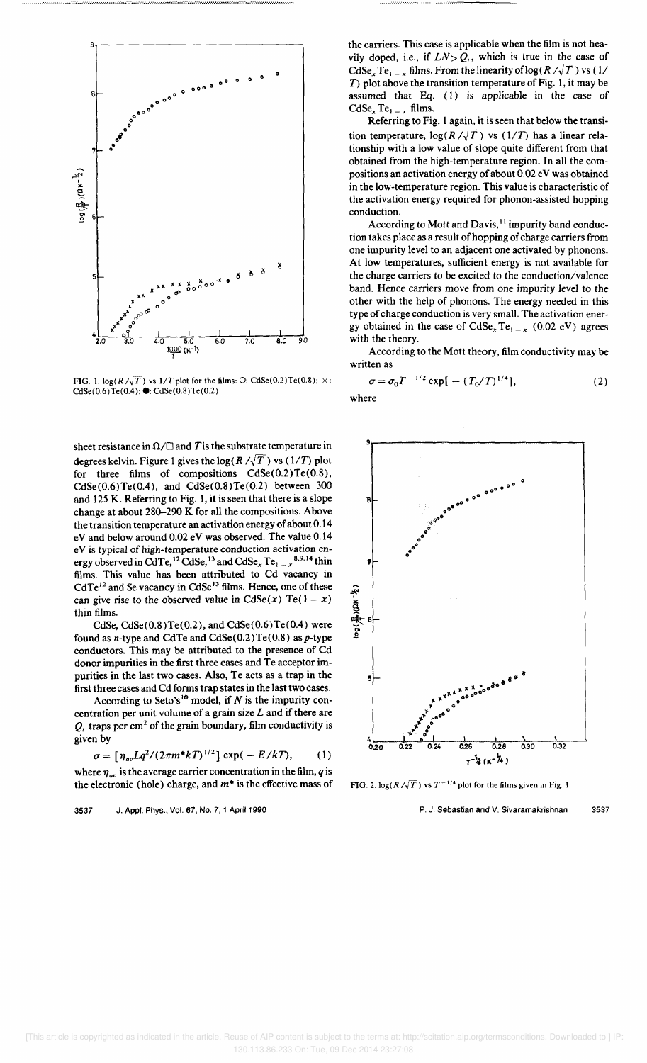FIG. 1. $\log(R/\sqrt{T})$ vs $1/T$ plot for the films: ○: CdSe(0.2)Te(0.8); ×: CdSe(0.6)Te(0.4); ●: CdSe(0.8)Te(0.2).

sheet resistance in Ω/□ and $T$ is the substrate temperature in degrees kelvin. Figure 1 gives the $\log(R/\sqrt{T})$ vs $(1/T)$ plot for three films of compositions CdSe(0.2)Te(0.8), CdSe(0.6)Te(0.4), and CdSe(0.8)Te(0.2) between 300 and 125 K. Referring to Fig. 1, it is seen that there is a slope change at about 280–290 K for all the compositions. Above the transition temperature an activation energy of about 0.14 eV and below around 0.02 eV was observed. The value 0.14 eV is typical of high-temperature conduction activation energy observed in CdTe,[12] CdSe,[13] and $CdSe_xTe_{1-x}$[8,9,14] thin films. This value has been attributed to Cd vacancy in CdTe[12] and Se vacancy in CdSe[13] films. Hence, one of these can give rise to the observed value in CdSe($x$) Te($1-x$) thin films.

CdSe, CdSe(0.8)Te(0.2), and CdSe(0.6)Te(0.4) were found as $n$-type and CdTe and CdSe(0.2)Te(0.8) as $p$-type conductors. This may be attributed to the presence of Cd donor impurities in the first three cases and Te acceptor impurities in the last two cases. Also, Te acts as a trap in the first three cases and Cd forms trap states in the last two cases.

According to Seto's[10] model, if $N$ is the impurity concentration per unit volume of a grain size $L$ and if there are $Q_t$ traps per $cm^2$ of the grain boundary, film conductivity is given by

$$\sigma = [\eta_{av}Lq^2/(2\pi m^*kT)^{1/2}]\exp(-E/kT), \tag{1}$$

where $\eta_{av}$ is the average carrier concentration in the film, $q$ is the electronic (hole) charge, and $m^*$ is the effective mass of the carriers. This case is applicable when the film is not heavily doped, i.e., if $LN > Q_t$, which is true in the case of $CdSe_xTe_{1-x}$ films. From the linearity of $\log(R/\sqrt{T})$ vs $(1/T)$ plot above the transition temperature of Fig. 1, it may be assumed that Eq. (1) is applicable in the case of $CdSe_xTe_{1-x}$ films.

Referring to Fig. 1 again, it is seen that below the transition temperature, $\log(R/\sqrt{T})$ vs $(1/T)$ has a linear relationship with a low value of slope quite different from that obtained from the high-temperature region. In all the compositions an activation energy of about 0.02 eV was obtained in the low-temperature region. This value is characteristic of the activation energy required for phonon-assisted hopping conduction.

According to Mott and Davis,[11] impurity band conduction takes place as a result of hopping of charge carriers from one impurity level to an adjacent one activated by phonons. At low temperatures, sufficient energy is not available for the charge carriers to be excited to the conduction/valence band. Hence carriers move from one impurity level to the other with the help of phonons. The energy needed in this type of charge conduction is very small. The activation energy obtained in the case of $CdSe_xTe_{1-x}$ (0.02 eV) agrees with the theory.

According to the Mott theory, film conductivity may be written as

$$\sigma = \sigma_0 T^{-1/2}\exp[-(T_0/T)^{1/4}], \tag{2}$$

where

FIG. 2. $\log(R/\sqrt{T})$ vs $T^{-1/4}$ plot for the films given in Fig. 1.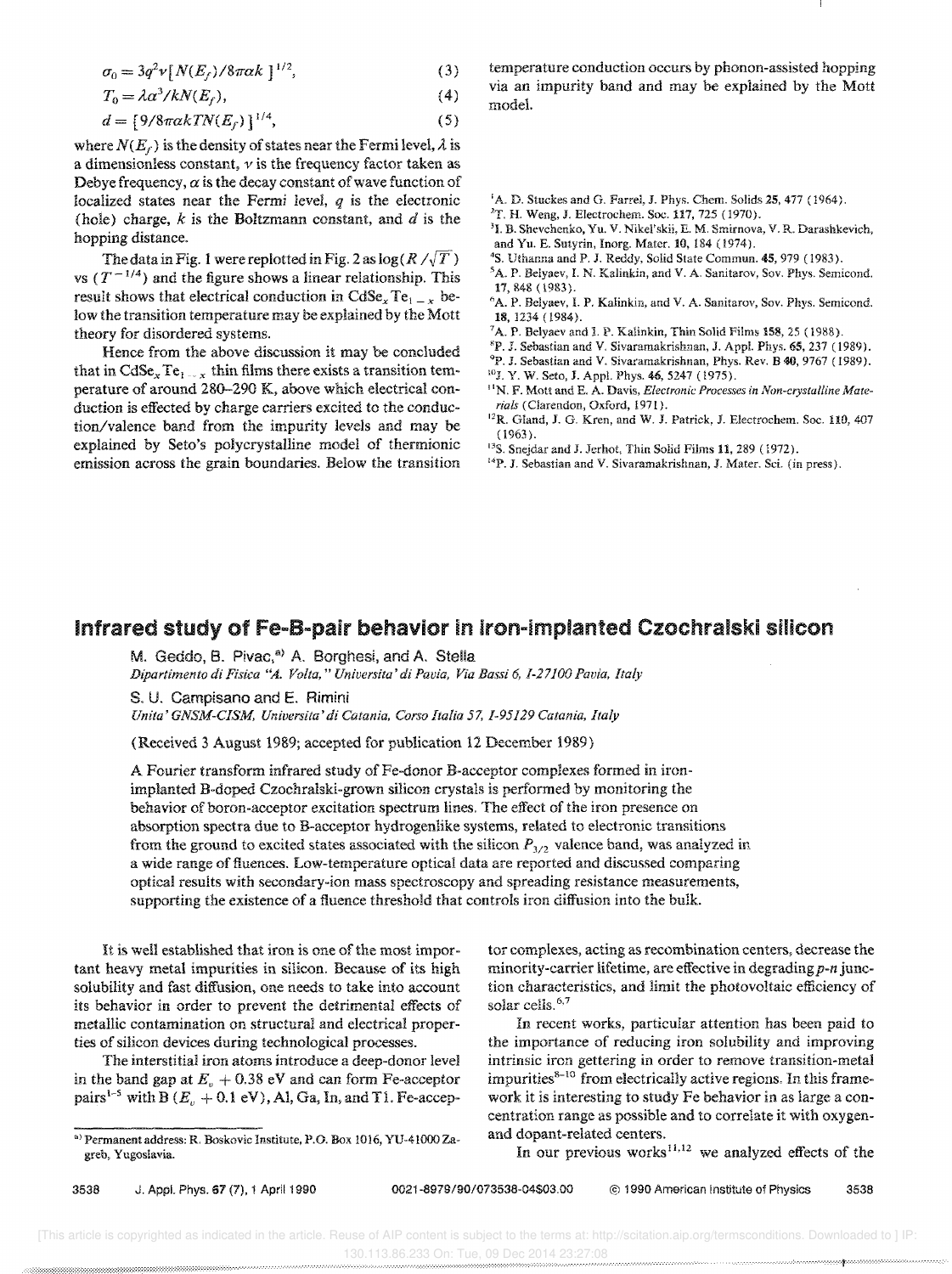$$\sigma_0 = 3q^2\nu[N(E_f)/8\pi\alpha k]^{1/2}, \quad (3)$$

$$T_0 = \lambda\alpha^3/kN(E_f), \quad (4)$$

$$d = [9/8\pi\alpha kTN(E_f)]^{1/4}, \quad (5)$$

where $N(E_f)$ is the density of states near the Fermi level, $\lambda$ is a dimensionless constant, $\nu$ is the frequency factor taken as Debye frequency, $\alpha$ is the decay constant of wave function of localized states near the Fermi level, $q$ is the electronic (hole) charge, $k$ is the Boltzmann constant, and $d$ is the hopping distance.

The data in Fig. 1 were replotted in Fig. 2 as $\log(R/\sqrt{T})$ vs $(T^{-1/4})$ and the figure shows a linear relationship. This result shows that electrical conduction in $CdSe_xTe_{1-x}$ below the transition temperature may be explained by the Mott theory for disordered systems.

Hence from the above discussion it may be concluded that in $CdSe_xTe_{1-x}$ thin films there exists a transition temperature of around 280–290 K, above which electrical conduction is effected by charge carriers excited to the conduction/valence band from the impurity levels and may be explained by Seto's polycrystalline model of thermionic emission across the grain boundaries. Below the transition temperature conduction occurs by phonon-assisted hopping via an impurity band and may be explained by the Mott model.

[1] A. D. Stuckes and G. Farrel, J. Phys. Chem. Solids **25**, 477 (1964).

[2] T. H. Weng, J. Electrochem. Soc. **117**, 725 (1970).

[3] I. B. Shevchenko, Yu. V. Nikel'skii, E. M. Smirnova, V. R. Darashkevich, and Yu. E. Sutyrin, Inorg. Mater. **10**, 184 (1974).

[4] S. Uthanna and P. J. Reddy, Solid State Commun. **45**, 979 (1983).

[5] A. P. Belyaev, I. N. Kalinkin, and V. A. Sanitarov, Sov. Phys. Semicond. **17**, 848 (1983).

[6] A. P. Belyaev, I. P. Kalinkin, and V. A. Sanitarov, Sov. Phys. Semicond. **18**, 1234 (1984).

[7] A. P. Belyaev and I. P. Kalinkin, Thin Solid Films **158**, 25 (1988).

[8] P. J. Sebastian and V. Sivaramakrishnan, J. Appl. Phys. **65**, 237 (1989).

[9] P. J. Sebastian and V. Sivaramakrishnan, Phys. Rev. B **40**, 9767 (1989).

[10] J. Y. W. Seto, J. Appl. Phys. **46**, 5247 (1975).

[11] N. F. Mott and E. A. Davis, *Electronic Processes in Non-crystalline Materials* (Clarendon, Oxford, 1971).

[12] R. Gland, J. G. Kren, and W. J. Patrick, J. Electrochem. Soc. **110**, 407 (1963).

[13] S. Snejdar and J. Jerhot, Thin Solid Films **11**, 289 (1972).

[14] P. J. Sebastian and V. Sivaramakrishnan, J. Mater. Sci. (in press).

# Infrared study of Fe-B-pair behavior in iron-implanted Czochralski silicon

M. Geddo, B. Pivac,[a] A. Borghesi, and A. Stella

*Dipartimento di Fisica "A. Volta," Universita' di Pavia, Via Bassi 6, I-27100 Pavia, Italy*

S. U. Campisano and E. Rimini

*Unita' GNSM-CISM, Universita' di Catania, Corso Italia 57, I-95129 Catania, Italy*

(Received 3 August 1989; accepted for publication 12 December 1989)

A Fourier transform infrared study of Fe-donor B-acceptor complexes formed in iron-implanted B-doped Czochralski-grown silicon crystals is performed by monitoring the behavior of boron-acceptor excitation spectrum lines. The effect of the iron presence on absorption spectra due to B-acceptor hydrogenlike systems, related to electronic transitions from the ground to excited states associated with the silicon $P_{3/2}$ valence band, was analyzed in a wide range of fluences. Low-temperature optical data are reported and discussed comparing optical results with secondary-ion mass spectroscopy and spreading resistance measurements, supporting the existence of a fluence threshold that controls iron diffusion into the bulk.

It is well established that iron is one of the most important heavy metal impurities in silicon. Because of its high solubility and fast diffusion, one needs to take into account its behavior in order to prevent the detrimental effects of metallic contamination on structural and electrical properties of silicon devices during technological processes.

The interstitial iron atoms introduce a deep-donor level in the band gap at $E_v + 0.38$ eV and can form Fe-acceptor pairs[1–5] with B ($E_v + 0.1$ eV), Al, Ga, In, and Tl. Fe-acceptor complexes, acting as recombination centers, decrease the minority-carrier lifetime, are effective in degrading *p-n* junction characteristics, and limit the photovoltaic efficiency of solar cells.[6,7]

In recent works, particular attention has been paid to the importance of reducing iron solubility and improving intrinsic iron gettering in order to remove transition-metal impurities[8–10] from electrically active regions. In this framework it is interesting to study Fe behavior in as large a concentration range as possible and to correlate it with oxygen- and dopant-related centers.

In our previous works[11,12] we analyzed effects of the

[a] Permanent address: R. Boskovic Institute, P.O. Box 1016, YU-41000 Zagreb, Yugoslavia.